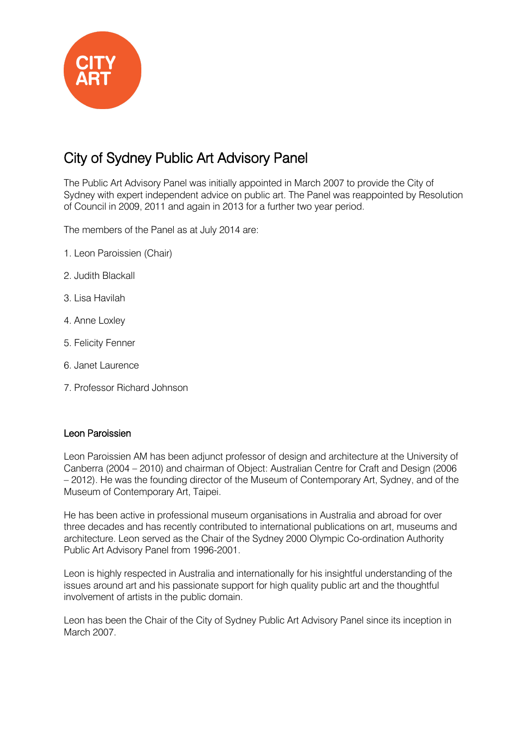CITY ART

# City of Sydney Public Art Advisory Panel

The Public Art Advisory Panel was initially appointed in March 2007 to provide the City of Sydney with expert independent advice on public art. The Panel was reappointed by Resolution of Council in 2009, 2011 and again in 2013 for a further two year period.

The members of the Panel as at July 2014 are:

1. Leon Paroissien (Chair)
2. Judith Blackall
3. Lisa Havilah
4. Anne Loxley
5. Felicity Fenner
6. Janet Laurence
7. Professor Richard Johnson

## Leon Paroissien

Leon Paroissien AM has been adjunct professor of design and architecture at the University of Canberra (2004 – 2010) and chairman of Object: Australian Centre for Craft and Design (2006 – 2012). He was the founding director of the Museum of Contemporary Art, Sydney, and of the Museum of Contemporary Art, Taipei.

He has been active in professional museum organisations in Australia and abroad for over three decades and has recently contributed to international publications on art, museums and architecture. Leon served as the Chair of the Sydney 2000 Olympic Co-ordination Authority Public Art Advisory Panel from 1996-2001.

Leon is highly respected in Australia and internationally for his insightful understanding of the issues around art and his passionate support for high quality public art and the thoughtful involvement of artists in the public domain.

Leon has been the Chair of the City of Sydney Public Art Advisory Panel since its inception in March 2007.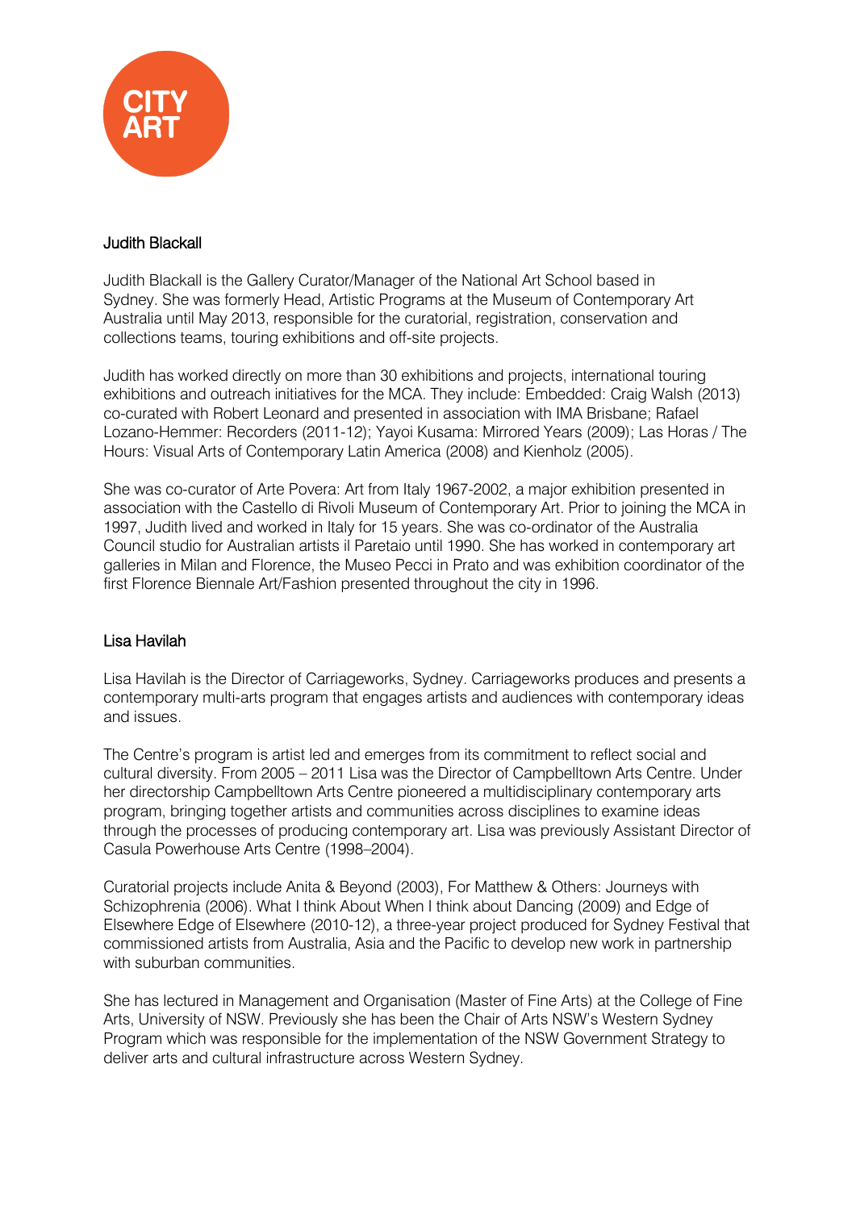CITY ART

## Judith Blackall

Judith Blackall is the Gallery Curator/Manager of the National Art School based in Sydney. She was formerly Head, Artistic Programs at the Museum of Contemporary Art Australia until May 2013, responsible for the curatorial, registration, conservation and collections teams, touring exhibitions and off-site projects.

Judith has worked directly on more than 30 exhibitions and projects, international touring exhibitions and outreach initiatives for the MCA. They include: Embedded: Craig Walsh (2013) co-curated with Robert Leonard and presented in association with IMA Brisbane; Rafael Lozano-Hemmer: Recorders (2011-12); Yayoi Kusama: Mirrored Years (2009); Las Horas / The Hours: Visual Arts of Contemporary Latin America (2008) and Kienholz (2005).

She was co-curator of Arte Povera: Art from Italy 1967-2002, a major exhibition presented in association with the Castello di Rivoli Museum of Contemporary Art. Prior to joining the MCA in 1997, Judith lived and worked in Italy for 15 years. She was co-ordinator of the Australia Council studio for Australian artists il Paretaio until 1990. She has worked in contemporary art galleries in Milan and Florence, the Museo Pecci in Prato and was exhibition coordinator of the first Florence Biennale Art/Fashion presented throughout the city in 1996.

## Lisa Havilah

Lisa Havilah is the Director of Carriageworks, Sydney. Carriageworks produces and presents a contemporary multi-arts program that engages artists and audiences with contemporary ideas and issues.

The Centre's program is artist led and emerges from its commitment to reflect social and cultural diversity. From 2005 – 2011 Lisa was the Director of Campbelltown Arts Centre. Under her directorship Campbelltown Arts Centre pioneered a multidisciplinary contemporary arts program, bringing together artists and communities across disciplines to examine ideas through the processes of producing contemporary art. Lisa was previously Assistant Director of Casula Powerhouse Arts Centre (1998–2004).

Curatorial projects include Anita & Beyond (2003), For Matthew & Others: Journeys with Schizophrenia (2006). What I think About When I think about Dancing (2009) and Edge of Elsewhere Edge of Elsewhere (2010-12), a three-year project produced for Sydney Festival that commissioned artists from Australia, Asia and the Pacific to develop new work in partnership with suburban communities.

She has lectured in Management and Organisation (Master of Fine Arts) at the College of Fine Arts, University of NSW. Previously she has been the Chair of Arts NSW's Western Sydney Program which was responsible for the implementation of the NSW Government Strategy to deliver arts and cultural infrastructure across Western Sydney.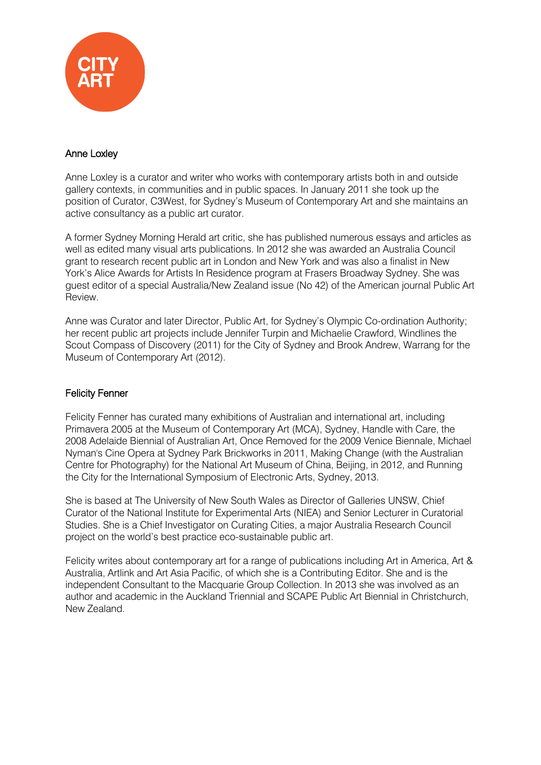CITY ART

## Anne Loxley

Anne Loxley is a curator and writer who works with contemporary artists both in and outside gallery contexts, in communities and in public spaces. In January 2011 she took up the position of Curator, C3West, for Sydney's Museum of Contemporary Art and she maintains an active consultancy as a public art curator.

A former Sydney Morning Herald art critic, she has published numerous essays and articles as well as edited many visual arts publications. In 2012 she was awarded an Australia Council grant to research recent public art in London and New York and was also a finalist in New York's Alice Awards for Artists In Residence program at Frasers Broadway Sydney. She was guest editor of a special Australia/New Zealand issue (No 42) of the American journal Public Art Review.

Anne was Curator and later Director, Public Art, for Sydney's Olympic Co-ordination Authority; her recent public art projects include Jennifer Turpin and Michaelie Crawford, Windlines the Scout Compass of Discovery (2011) for the City of Sydney and Brook Andrew, Warrang for the Museum of Contemporary Art (2012).

## Felicity Fenner

Felicity Fenner has curated many exhibitions of Australian and international art, including Primavera 2005 at the Museum of Contemporary Art (MCA), Sydney, Handle with Care, the 2008 Adelaide Biennial of Australian Art, Once Removed for the 2009 Venice Biennale, Michael Nyman's Cine Opera at Sydney Park Brickworks in 2011, Making Change (with the Australian Centre for Photography) for the National Art Museum of China, Beijing, in 2012, and Running the City for the International Symposium of Electronic Arts, Sydney, 2013.

She is based at The University of New South Wales as Director of Galleries UNSW, Chief Curator of the National Institute for Experimental Arts (NIEA) and Senior Lecturer in Curatorial Studies. She is a Chief Investigator on Curating Cities, a major Australia Research Council project on the world's best practice eco-sustainable public art.

Felicity writes about contemporary art for a range of publications including Art in America, Art & Australia, Artlink and Art Asia Pacific, of which she is a Contributing Editor. She and is the independent Consultant to the Macquarie Group Collection. In 2013 she was involved as an author and academic in the Auckland Triennial and SCAPE Public Art Biennial in Christchurch, New Zealand.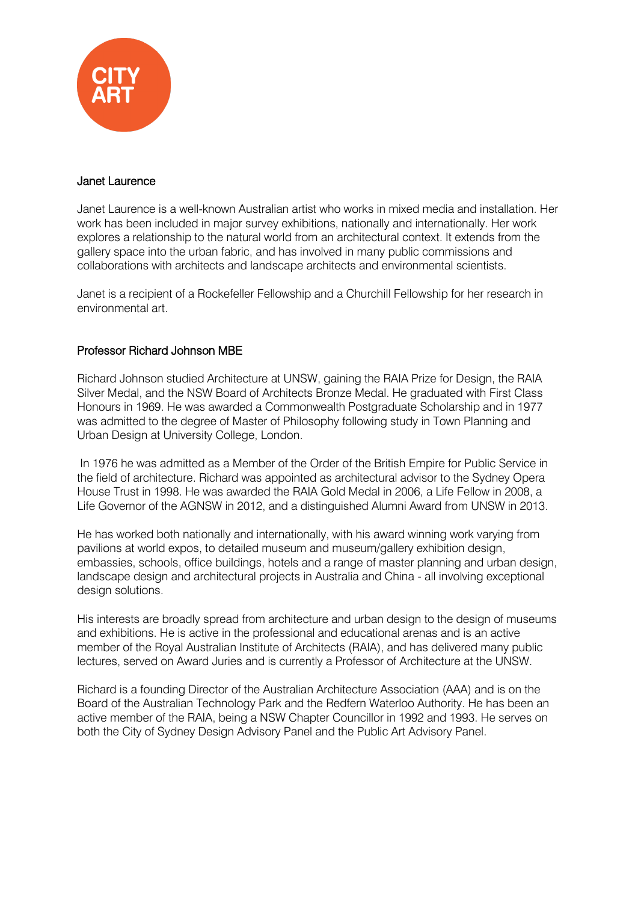CITY ART

## Janet Laurence

Janet Laurence is a well-known Australian artist who works in mixed media and installation. Her work has been included in major survey exhibitions, nationally and internationally. Her work explores a relationship to the natural world from an architectural context. It extends from the gallery space into the urban fabric, and has involved in many public commissions and collaborations with architects and landscape architects and environmental scientists.

Janet is a recipient of a Rockefeller Fellowship and a Churchill Fellowship for her research in environmental art.

## Professor Richard Johnson MBE

Richard Johnson studied Architecture at UNSW, gaining the RAIA Prize for Design, the RAIA Silver Medal, and the NSW Board of Architects Bronze Medal. He graduated with First Class Honours in 1969. He was awarded a Commonwealth Postgraduate Scholarship and in 1977 was admitted to the degree of Master of Philosophy following study in Town Planning and Urban Design at University College, London.

In 1976 he was admitted as a Member of the Order of the British Empire for Public Service in the field of architecture. Richard was appointed as architectural advisor to the Sydney Opera House Trust in 1998. He was awarded the RAIA Gold Medal in 2006, a Life Fellow in 2008, a Life Governor of the AGNSW in 2012, and a distinguished Alumni Award from UNSW in 2013.

He has worked both nationally and internationally, with his award winning work varying from pavilions at world expos, to detailed museum and museum/gallery exhibition design, embassies, schools, office buildings, hotels and a range of master planning and urban design, landscape design and architectural projects in Australia and China - all involving exceptional design solutions.

His interests are broadly spread from architecture and urban design to the design of museums and exhibitions. He is active in the professional and educational arenas and is an active member of the Royal Australian Institute of Architects (RAIA), and has delivered many public lectures, served on Award Juries and is currently a Professor of Architecture at the UNSW.

Richard is a founding Director of the Australian Architecture Association (AAA) and is on the Board of the Australian Technology Park and the Redfern Waterloo Authority. He has been an active member of the RAIA, being a NSW Chapter Councillor in 1992 and 1993. He serves on both the City of Sydney Design Advisory Panel and the Public Art Advisory Panel.